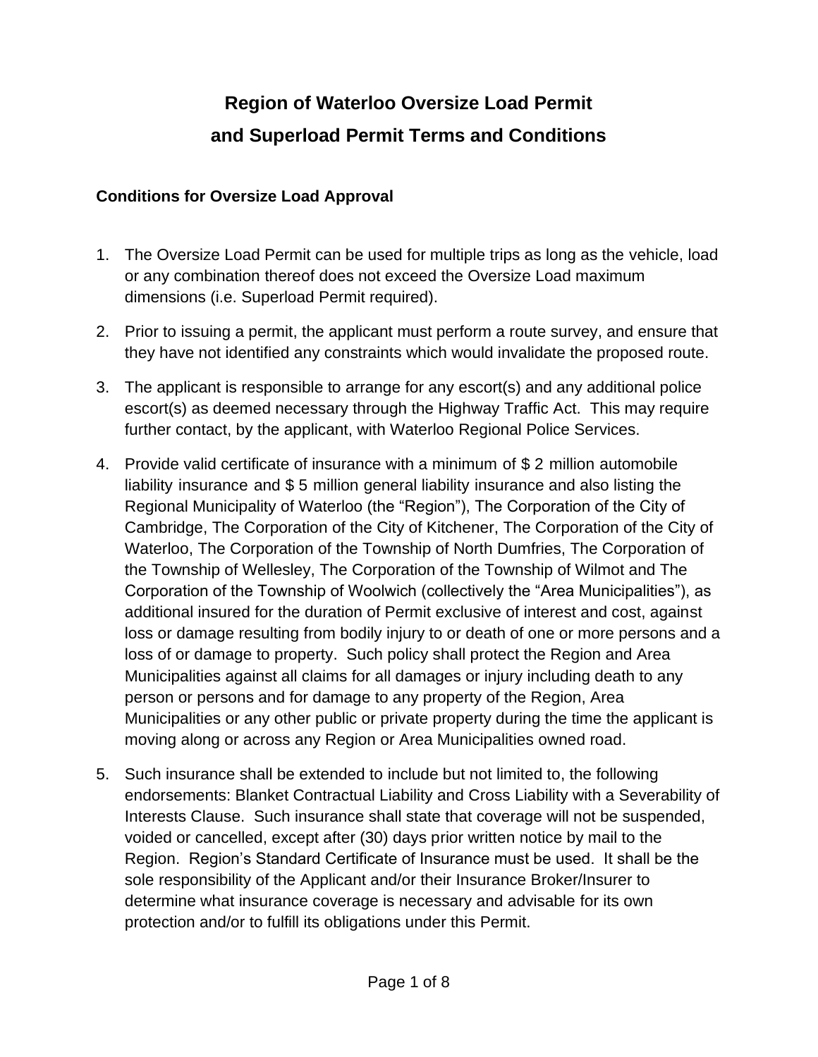# Region of Waterloo Oversize Load Permit and Superload Permit Terms and Conditions

### Conditions for Oversize Load Approval

1. The Oversize Load Permit can be used for multiple trips as long as the vehicle, load or any combination thereof does not exceed the Oversize Load maximum dimensions (i.e. Superload Permit required).

2. Prior to issuing a permit, the applicant must perform a route survey, and ensure that they have not identified any constraints which would invalidate the proposed route.

3. The applicant is responsible to arrange for any escort(s) and any additional police escort(s) as deemed necessary through the Highway Traffic Act. This may require further contact, by the applicant, with Waterloo Regional Police Services.

4. Provide valid certificate of insurance with a minimum of $ 2 million automobile liability insurance and $ 5 million general liability insurance and also listing the Regional Municipality of Waterloo (the "Region"), The Corporation of the City of Cambridge, The Corporation of the City of Kitchener, The Corporation of the City of Waterloo, The Corporation of the Township of North Dumfries, The Corporation of the Township of Wellesley, The Corporation of the Township of Wilmot and The Corporation of the Township of Woolwich (collectively the "Area Municipalities"), as additional insured for the duration of Permit exclusive of interest and cost, against loss or damage resulting from bodily injury to or death of one or more persons and a loss of or damage to property. Such policy shall protect the Region and Area Municipalities against all claims for all damages or injury including death to any person or persons and for damage to any property of the Region, Area Municipalities or any other public or private property during the time the applicant is moving along or across any Region or Area Municipalities owned road.

5. Such insurance shall be extended to include but not limited to, the following endorsements: Blanket Contractual Liability and Cross Liability with a Severability of Interests Clause. Such insurance shall state that coverage will not be suspended, voided or cancelled, except after (30) days prior written notice by mail to the Region. Region's Standard Certificate of Insurance must be used. It shall be the sole responsibility of the Applicant and/or their Insurance Broker/Insurer to determine what insurance coverage is necessary and advisable for its own protection and/or to fulfill its obligations under this Permit.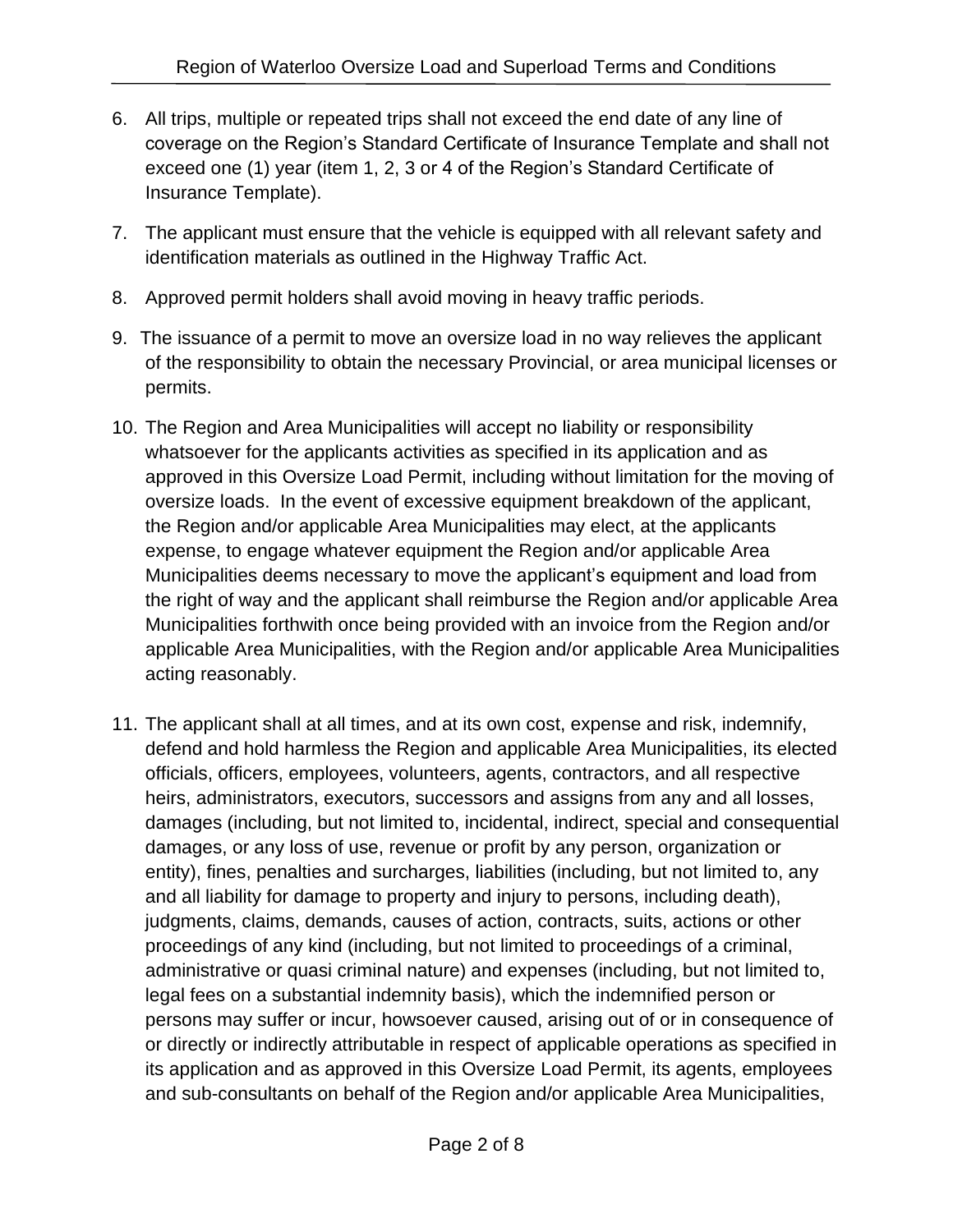6. All trips, multiple or repeated trips shall not exceed the end date of any line of coverage on the Region's Standard Certificate of Insurance Template and shall not exceed one (1) year (item 1, 2, 3 or 4 of the Region's Standard Certificate of Insurance Template).

7. The applicant must ensure that the vehicle is equipped with all relevant safety and identification materials as outlined in the Highway Traffic Act.

8. Approved permit holders shall avoid moving in heavy traffic periods.

9. The issuance of a permit to move an oversize load in no way relieves the applicant of the responsibility to obtain the necessary Provincial, or area municipal licenses or permits.

10. The Region and Area Municipalities will accept no liability or responsibility whatsoever for the applicants activities as specified in its application and as approved in this Oversize Load Permit, including without limitation for the moving of oversize loads. In the event of excessive equipment breakdown of the applicant, the Region and/or applicable Area Municipalities may elect, at the applicants expense, to engage whatever equipment the Region and/or applicable Area Municipalities deems necessary to move the applicant's equipment and load from the right of way and the applicant shall reimburse the Region and/or applicable Area Municipalities forthwith once being provided with an invoice from the Region and/or applicable Area Municipalities, with the Region and/or applicable Area Municipalities acting reasonably.

11. The applicant shall at all times, and at its own cost, expense and risk, indemnify, defend and hold harmless the Region and applicable Area Municipalities, its elected officials, officers, employees, volunteers, agents, contractors, and all respective heirs, administrators, executors, successors and assigns from any and all losses, damages (including, but not limited to, incidental, indirect, special and consequential damages, or any loss of use, revenue or profit by any person, organization or entity), fines, penalties and surcharges, liabilities (including, but not limited to, any and all liability for damage to property and injury to persons, including death), judgments, claims, demands, causes of action, contracts, suits, actions or other proceedings of any kind (including, but not limited to proceedings of a criminal, administrative or quasi criminal nature) and expenses (including, but not limited to, legal fees on a substantial indemnity basis), which the indemnified person or persons may suffer or incur, howsoever caused, arising out of or in consequence of or directly or indirectly attributable in respect of applicable operations as specified in its application and as approved in this Oversize Load Permit, its agents, employees and sub-consultants on behalf of the Region and/or applicable Area Municipalities,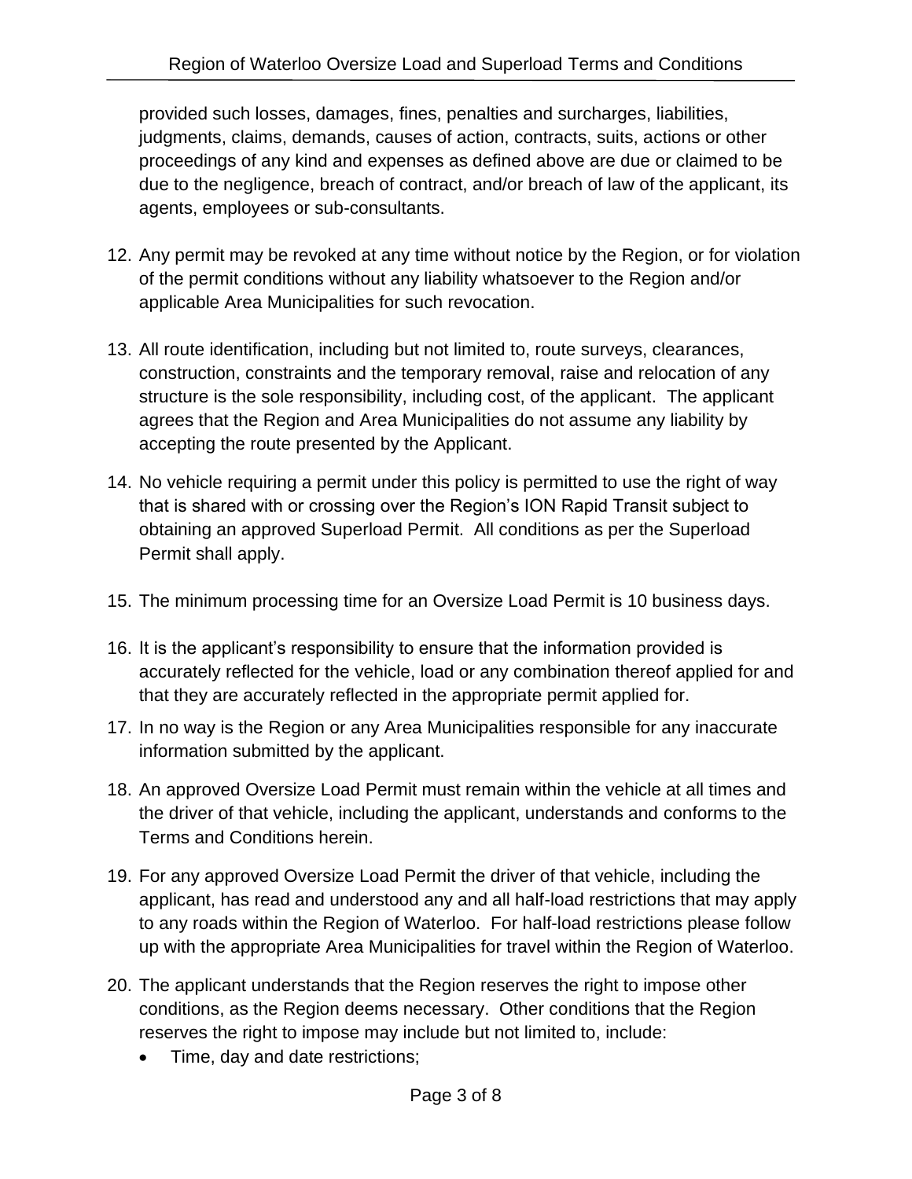provided such losses, damages, fines, penalties and surcharges, liabilities, judgments, claims, demands, causes of action, contracts, suits, actions or other proceedings of any kind and expenses as defined above are due or claimed to be due to the negligence, breach of contract, and/or breach of law of the applicant, its agents, employees or sub-consultants.

12. Any permit may be revoked at any time without notice by the Region, or for violation of the permit conditions without any liability whatsoever to the Region and/or applicable Area Municipalities for such revocation.

13. All route identification, including but not limited to, route surveys, clearances, construction, constraints and the temporary removal, raise and relocation of any structure is the sole responsibility, including cost, of the applicant. The applicant agrees that the Region and Area Municipalities do not assume any liability by accepting the route presented by the Applicant.

14. No vehicle requiring a permit under this policy is permitted to use the right of way that is shared with or crossing over the Region's ION Rapid Transit subject to obtaining an approved Superload Permit. All conditions as per the Superload Permit shall apply.

15. The minimum processing time for an Oversize Load Permit is 10 business days.

16. It is the applicant's responsibility to ensure that the information provided is accurately reflected for the vehicle, load or any combination thereof applied for and that they are accurately reflected in the appropriate permit applied for.

17. In no way is the Region or any Area Municipalities responsible for any inaccurate information submitted by the applicant.

18. An approved Oversize Load Permit must remain within the vehicle at all times and the driver of that vehicle, including the applicant, understands and conforms to the Terms and Conditions herein.

19. For any approved Oversize Load Permit the driver of that vehicle, including the applicant, has read and understood any and all half-load restrictions that may apply to any roads within the Region of Waterloo. For half-load restrictions please follow up with the appropriate Area Municipalities for travel within the Region of Waterloo.

20. The applicant understands that the Region reserves the right to impose other conditions, as the Region deems necessary. Other conditions that the Region reserves the right to impose may include but not limited to, include:
    - Time, day and date restrictions;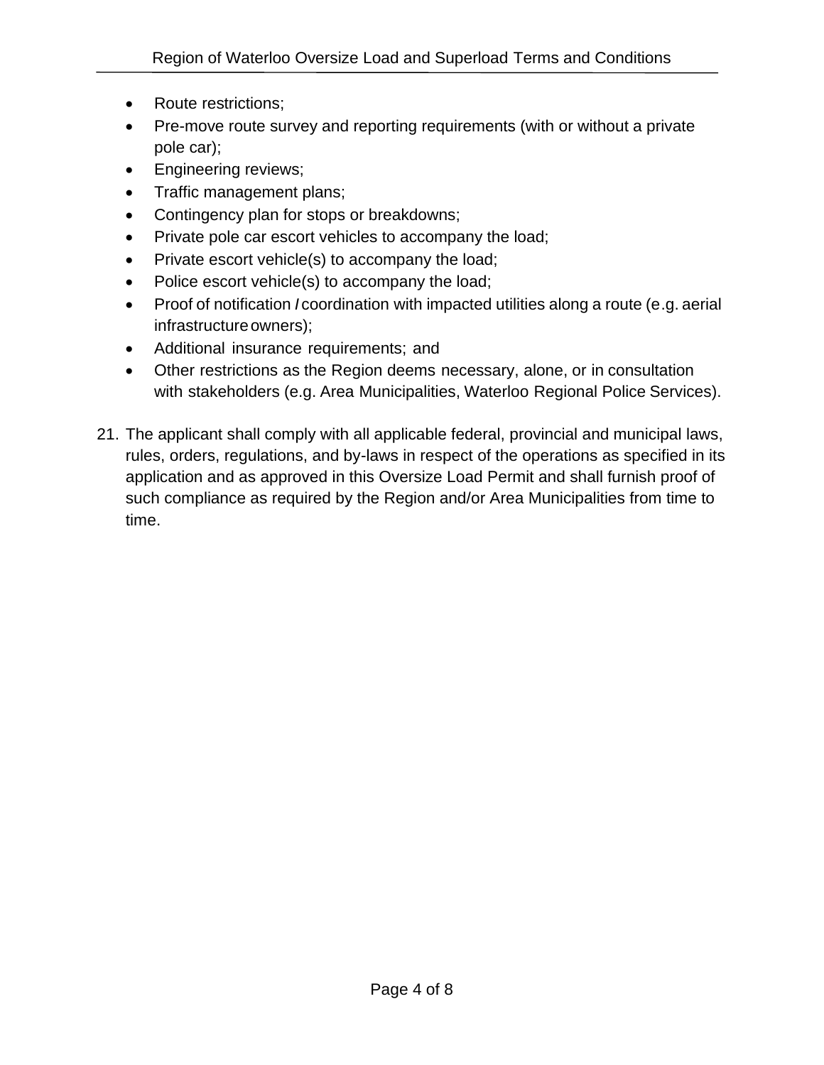- Route restrictions;
- Pre-move route survey and reporting requirements (with or without a private pole car);
- Engineering reviews;
- Traffic management plans;
- Contingency plan for stops or breakdowns;
- Private pole car escort vehicles to accompany the load;
- Private escort vehicle(s) to accompany the load;
- Police escort vehicle(s) to accompany the load;
- Proof of notification / coordination with impacted utilities along a route (e.g. aerial infrastructure owners);
- Additional insurance requirements; and
- Other restrictions as the Region deems necessary, alone, or in consultation with stakeholders (e.g. Area Municipalities, Waterloo Regional Police Services).

21. The applicant shall comply with all applicable federal, provincial and municipal laws, rules, orders, regulations, and by-laws in respect of the operations as specified in its application and as approved in this Oversize Load Permit and shall furnish proof of such compliance as required by the Region and/or Area Municipalities from time to time.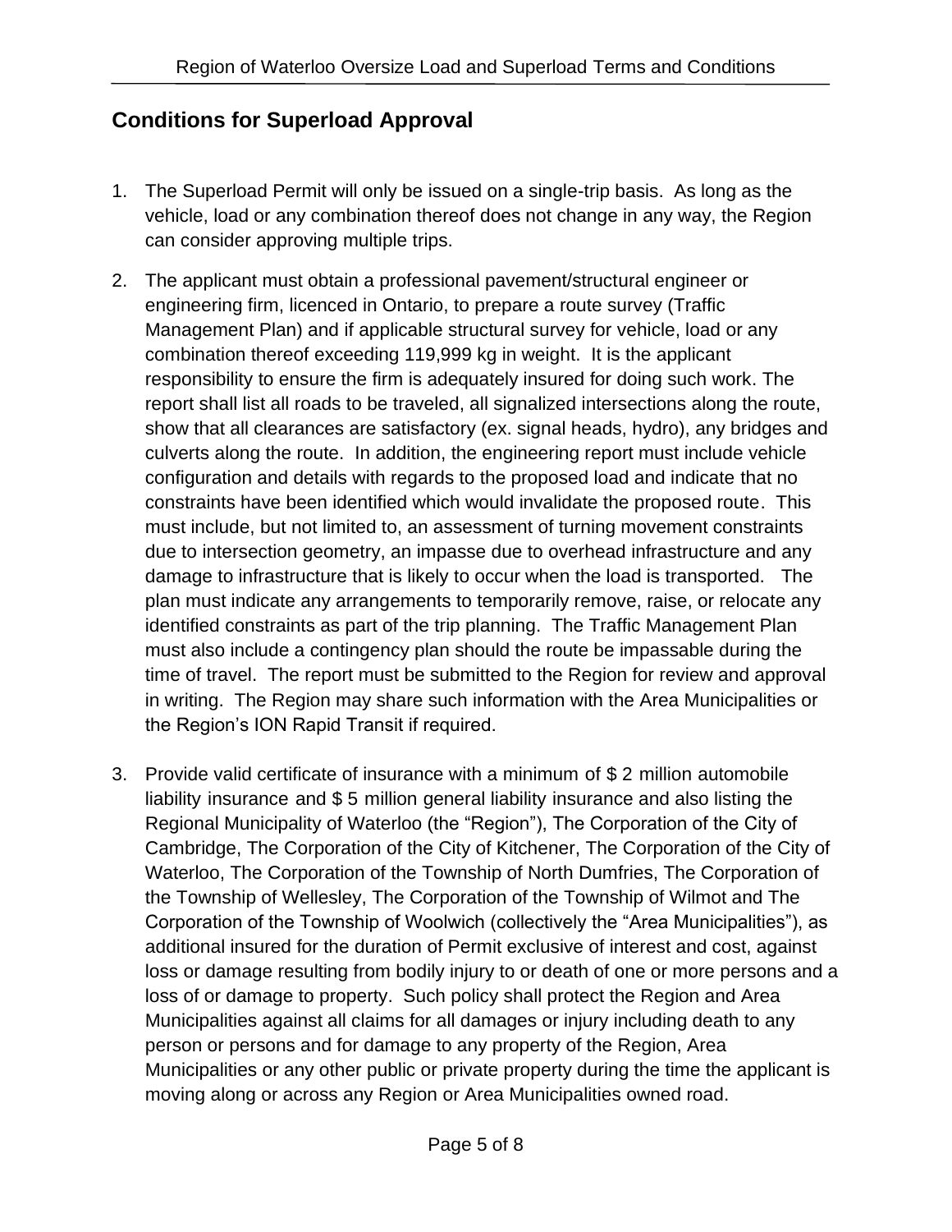## Conditions for Superload Approval

1. The Superload Permit will only be issued on a single-trip basis. As long as the vehicle, load or any combination thereof does not change in any way, the Region can consider approving multiple trips.

2. The applicant must obtain a professional pavement/structural engineer or engineering firm, licenced in Ontario, to prepare a route survey (Traffic Management Plan) and if applicable structural survey for vehicle, load or any combination thereof exceeding 119,999 kg in weight. It is the applicant responsibility to ensure the firm is adequately insured for doing such work. The report shall list all roads to be traveled, all signalized intersections along the route, show that all clearances are satisfactory (ex. signal heads, hydro), any bridges and culverts along the route. In addition, the engineering report must include vehicle configuration and details with regards to the proposed load and indicate that no constraints have been identified which would invalidate the proposed route. This must include, but not limited to, an assessment of turning movement constraints due to intersection geometry, an impasse due to overhead infrastructure and any damage to infrastructure that is likely to occur when the load is transported. The plan must indicate any arrangements to temporarily remove, raise, or relocate any identified constraints as part of the trip planning. The Traffic Management Plan must also include a contingency plan should the route be impassable during the time of travel. The report must be submitted to the Region for review and approval in writing. The Region may share such information with the Area Municipalities or the Region's ION Rapid Transit if required.

3. Provide valid certificate of insurance with a minimum of $ 2 million automobile liability insurance and $ 5 million general liability insurance and also listing the Regional Municipality of Waterloo (the "Region"), The Corporation of the City of Cambridge, The Corporation of the City of Kitchener, The Corporation of the City of Waterloo, The Corporation of the Township of North Dumfries, The Corporation of the Township of Wellesley, The Corporation of the Township of Wilmot and The Corporation of the Township of Woolwich (collectively the "Area Municipalities"), as additional insured for the duration of Permit exclusive of interest and cost, against loss or damage resulting from bodily injury to or death of one or more persons and a loss of or damage to property. Such policy shall protect the Region and Area Municipalities against all claims for all damages or injury including death to any person or persons and for damage to any property of the Region, Area Municipalities or any other public or private property during the time the applicant is moving along or across any Region or Area Municipalities owned road.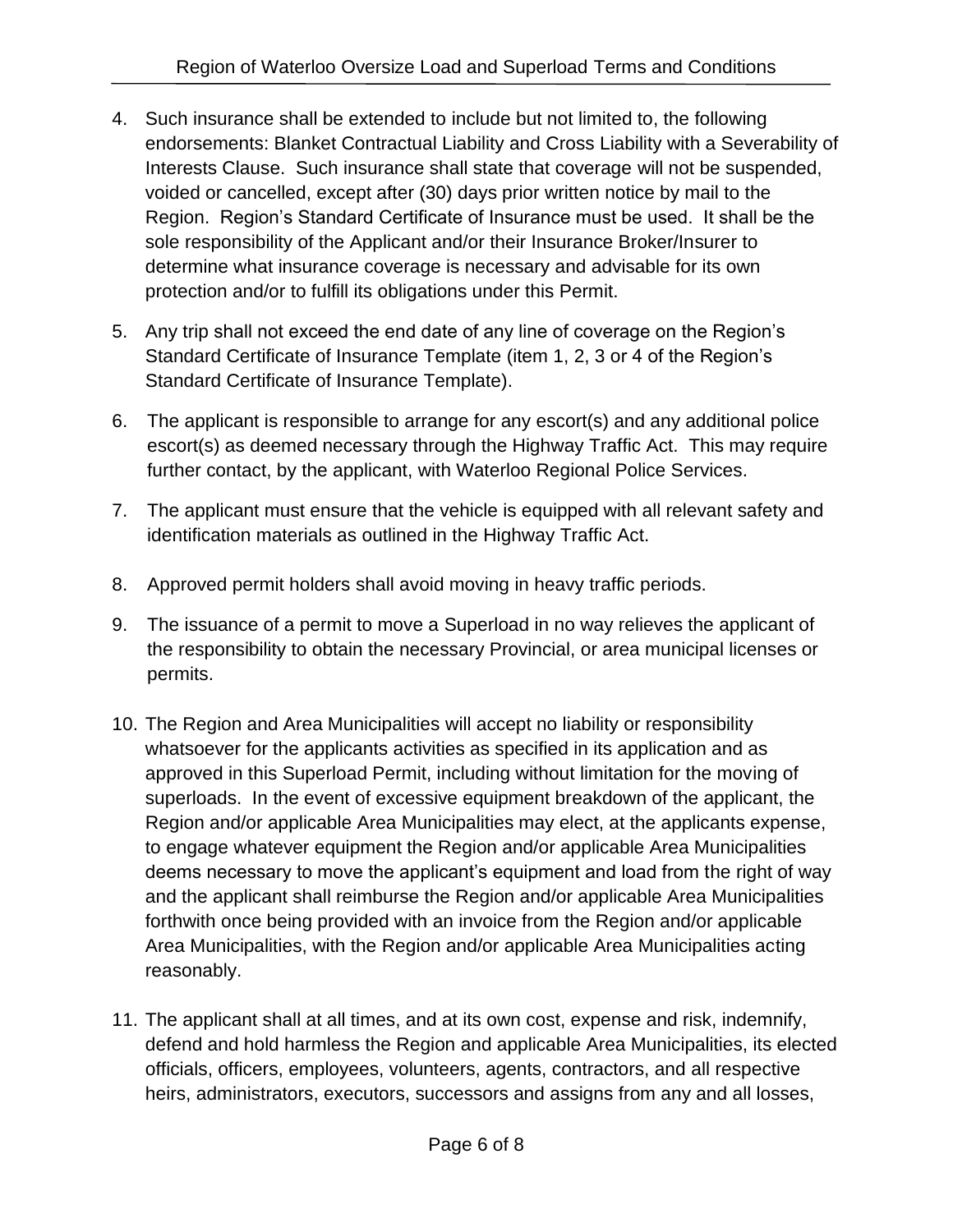4. Such insurance shall be extended to include but not limited to, the following endorsements: Blanket Contractual Liability and Cross Liability with a Severability of Interests Clause. Such insurance shall state that coverage will not be suspended, voided or cancelled, except after (30) days prior written notice by mail to the Region. Region's Standard Certificate of Insurance must be used. It shall be the sole responsibility of the Applicant and/or their Insurance Broker/Insurer to determine what insurance coverage is necessary and advisable for its own protection and/or to fulfill its obligations under this Permit.
5. Any trip shall not exceed the end date of any line of coverage on the Region's Standard Certificate of Insurance Template (item 1, 2, 3 or 4 of the Region's Standard Certificate of Insurance Template).
6. The applicant is responsible to arrange for any escort(s) and any additional police escort(s) as deemed necessary through the Highway Traffic Act. This may require further contact, by the applicant, with Waterloo Regional Police Services.
7. The applicant must ensure that the vehicle is equipped with all relevant safety and identification materials as outlined in the Highway Traffic Act.
8. Approved permit holders shall avoid moving in heavy traffic periods.
9. The issuance of a permit to move a Superload in no way relieves the applicant of the responsibility to obtain the necessary Provincial, or area municipal licenses or permits.
10. The Region and Area Municipalities will accept no liability or responsibility whatsoever for the applicants activities as specified in its application and as approved in this Superload Permit, including without limitation for the moving of superloads. In the event of excessive equipment breakdown of the applicant, the Region and/or applicable Area Municipalities may elect, at the applicants expense, to engage whatever equipment the Region and/or applicable Area Municipalities deems necessary to move the applicant's equipment and load from the right of way and the applicant shall reimburse the Region and/or applicable Area Municipalities forthwith once being provided with an invoice from the Region and/or applicable Area Municipalities, with the Region and/or applicable Area Municipalities acting reasonably.
11. The applicant shall at all times, and at its own cost, expense and risk, indemnify, defend and hold harmless the Region and applicable Area Municipalities, its elected officials, officers, employees, volunteers, agents, contractors, and all respective heirs, administrators, executors, successors and assigns from any and all losses,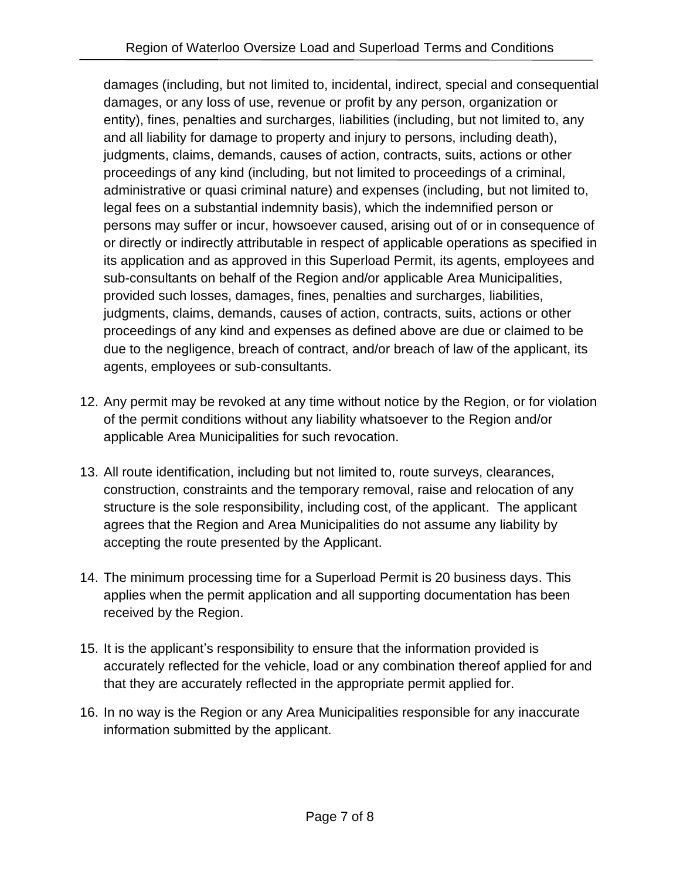damages (including, but not limited to, incidental, indirect, special and consequential damages, or any loss of use, revenue or profit by any person, organization or entity), fines, penalties and surcharges, liabilities (including, but not limited to, any and all liability for damage to property and injury to persons, including death), judgments, claims, demands, causes of action, contracts, suits, actions or other proceedings of any kind (including, but not limited to proceedings of a criminal, administrative or quasi criminal nature) and expenses (including, but not limited to, legal fees on a substantial indemnity basis), which the indemnified person or persons may suffer or incur, howsoever caused, arising out of or in consequence of or directly or indirectly attributable in respect of applicable operations as specified in its application and as approved in this Superload Permit, its agents, employees and sub-consultants on behalf of the Region and/or applicable Area Municipalities, provided such losses, damages, fines, penalties and surcharges, liabilities, judgments, claims, demands, causes of action, contracts, suits, actions or other proceedings of any kind and expenses as defined above are due or claimed to be due to the negligence, breach of contract, and/or breach of law of the applicant, its agents, employees or sub-consultants.

12. Any permit may be revoked at any time without notice by the Region, or for violation of the permit conditions without any liability whatsoever to the Region and/or applicable Area Municipalities for such revocation.

13. All route identification, including but not limited to, route surveys, clearances, construction, constraints and the temporary removal, raise and relocation of any structure is the sole responsibility, including cost, of the applicant. The applicant agrees that the Region and Area Municipalities do not assume any liability by accepting the route presented by the Applicant.

14. The minimum processing time for a Superload Permit is 20 business days. This applies when the permit application and all supporting documentation has been received by the Region.

15. It is the applicant's responsibility to ensure that the information provided is accurately reflected for the vehicle, load or any combination thereof applied for and that they are accurately reflected in the appropriate permit applied for.

16. In no way is the Region or any Area Municipalities responsible for any inaccurate information submitted by the applicant.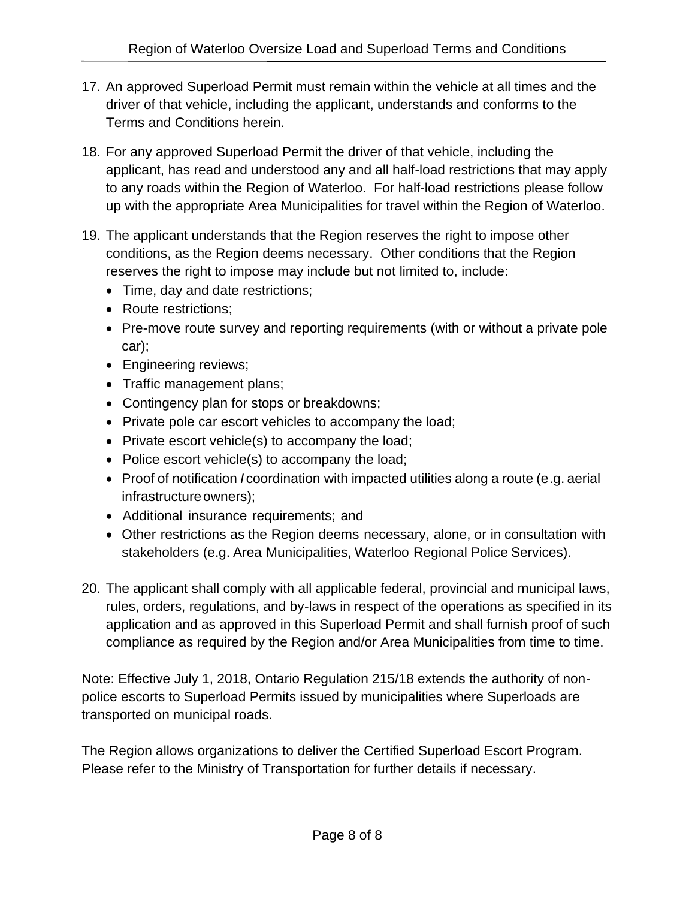17. An approved Superload Permit must remain within the vehicle at all times and the driver of that vehicle, including the applicant, understands and conforms to the Terms and Conditions herein.

18. For any approved Superload Permit the driver of that vehicle, including the applicant, has read and understood any and all half-load restrictions that may apply to any roads within the Region of Waterloo. For half-load restrictions please follow up with the appropriate Area Municipalities for travel within the Region of Waterloo.

19. The applicant understands that the Region reserves the right to impose other conditions, as the Region deems necessary. Other conditions that the Region reserves the right to impose may include but not limited to, include:
    - Time, day and date restrictions;
    - Route restrictions;
    - Pre-move route survey and reporting requirements (with or without a private pole car);
    - Engineering reviews;
    - Traffic management plans;
    - Contingency plan for stops or breakdowns;
    - Private pole car escort vehicles to accompany the load;
    - Private escort vehicle(s) to accompany the load;
    - Police escort vehicle(s) to accompany the load;
    - Proof of notification / coordination with impacted utilities along a route (e.g. aerial infrastructure owners);
    - Additional insurance requirements; and
    - Other restrictions as the Region deems necessary, alone, or in consultation with stakeholders (e.g. Area Municipalities, Waterloo Regional Police Services).

20. The applicant shall comply with all applicable federal, provincial and municipal laws, rules, orders, regulations, and by-laws in respect of the operations as specified in its application and as approved in this Superload Permit and shall furnish proof of such compliance as required by the Region and/or Area Municipalities from time to time.

Note: Effective July 1, 2018, Ontario Regulation 215/18 extends the authority of non-police escorts to Superload Permits issued by municipalities where Superloads are transported on municipal roads.

The Region allows organizations to deliver the Certified Superload Escort Program. Please refer to the Ministry of Transportation for further details if necessary.